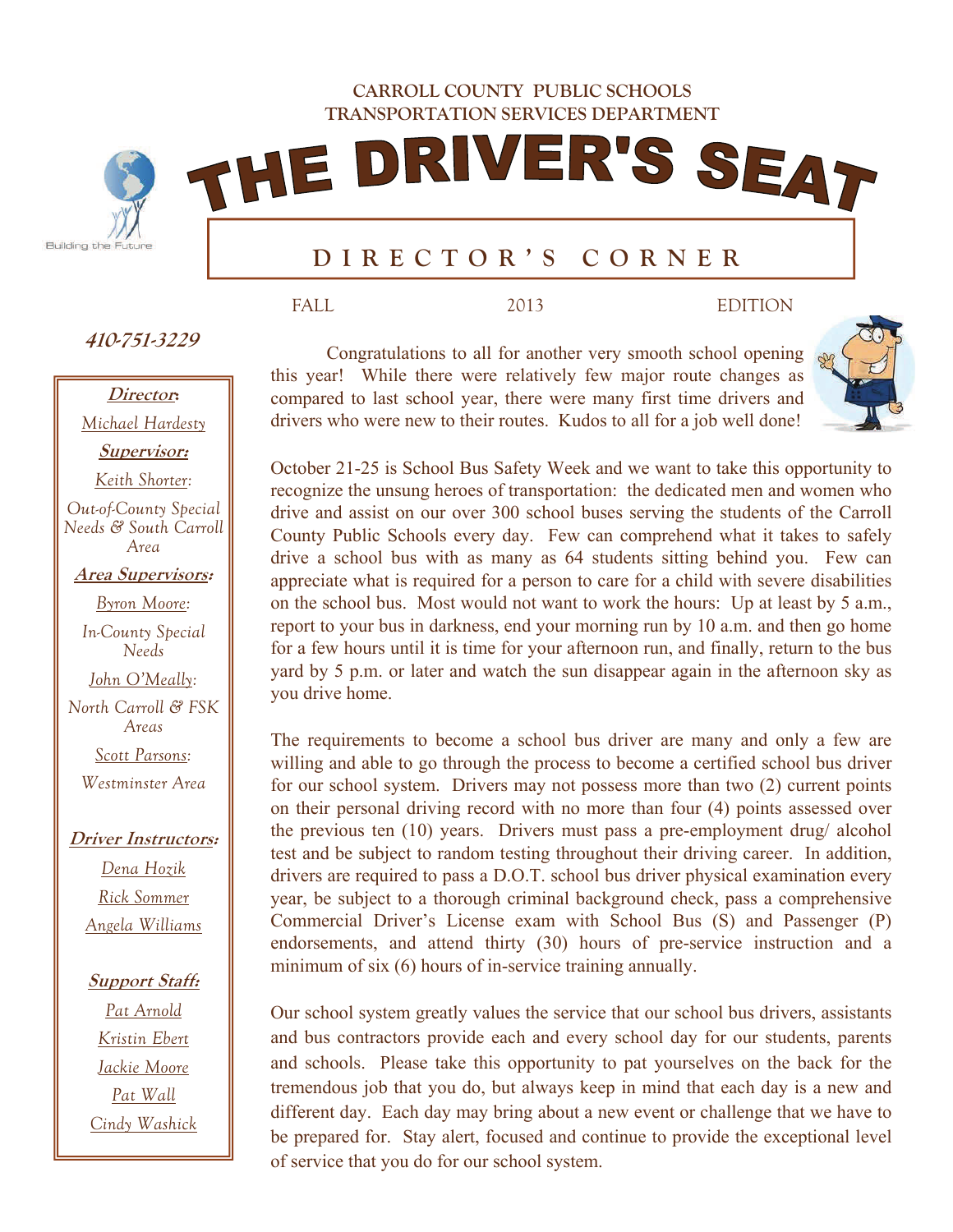CARROLL COUNTY PUBLIC SCHOOLS
TRANSPORTATION SERVICES DEPARTMENT

# THE DRIVER'S SEAT

## DIRECTOR'S CORNER

FALL 2013 EDITION

Building the Future

**410-751-3229**

**Director:**
Michael Hardesty

**Supervisor:**
Keith Shorter: Out-of-County Special Needs & South Carroll Area

**Area Supervisors:**
Byron Moore: In-County Special Needs
John O'Meally: North Carroll & FSK Areas
Scott Parsons: Westminster Area

**Driver Instructors:**
Dena Hozik
Rick Sommer
Angela Williams

**Support Staff:**
Pat Arnold
Kristin Ebert
Jackie Moore
Pat Wall
Cindy Washick

Congratulations to all for another very smooth school opening this year! While there were relatively few major route changes as compared to last school year, there were many first time drivers and drivers who were new to their routes. Kudos to all for a job well done!

October 21-25 is School Bus Safety Week and we want to take this opportunity to recognize the unsung heroes of transportation: the dedicated men and women who drive and assist on our over 300 school buses serving the students of the Carroll County Public Schools every day. Few can comprehend what it takes to safely drive a school bus with as many as 64 students sitting behind you. Few can appreciate what is required for a person to care for a child with severe disabilities on the school bus. Most would not want to work the hours: Up at least by 5 a.m., report to your bus in darkness, end your morning run by 10 a.m. and then go home for a few hours until it is time for your afternoon run, and finally, return to the bus yard by 5 p.m. or later and watch the sun disappear again in the afternoon sky as you drive home.

The requirements to become a school bus driver are many and only a few are willing and able to go through the process to become a certified school bus driver for our school system. Drivers may not possess more than two (2) current points on their personal driving record with no more than four (4) points assessed over the previous ten (10) years. Drivers must pass a pre-employment drug/ alcohol test and be subject to random testing throughout their driving career. In addition, drivers are required to pass a D.O.T. school bus driver physical examination every year, be subject to a thorough criminal background check, pass a comprehensive Commercial Driver's License exam with School Bus (S) and Passenger (P) endorsements, and attend thirty (30) hours of pre-service instruction and a minimum of six (6) hours of in-service training annually.

Our school system greatly values the service that our school bus drivers, assistants and bus contractors provide each and every school day for our students, parents and schools. Please take this opportunity to pat yourselves on the back for the tremendous job that you do, but always keep in mind that each day is a new and different day. Each day may bring about a new event or challenge that we have to be prepared for. Stay alert, focused and continue to provide the exceptional level of service that you do for our school system.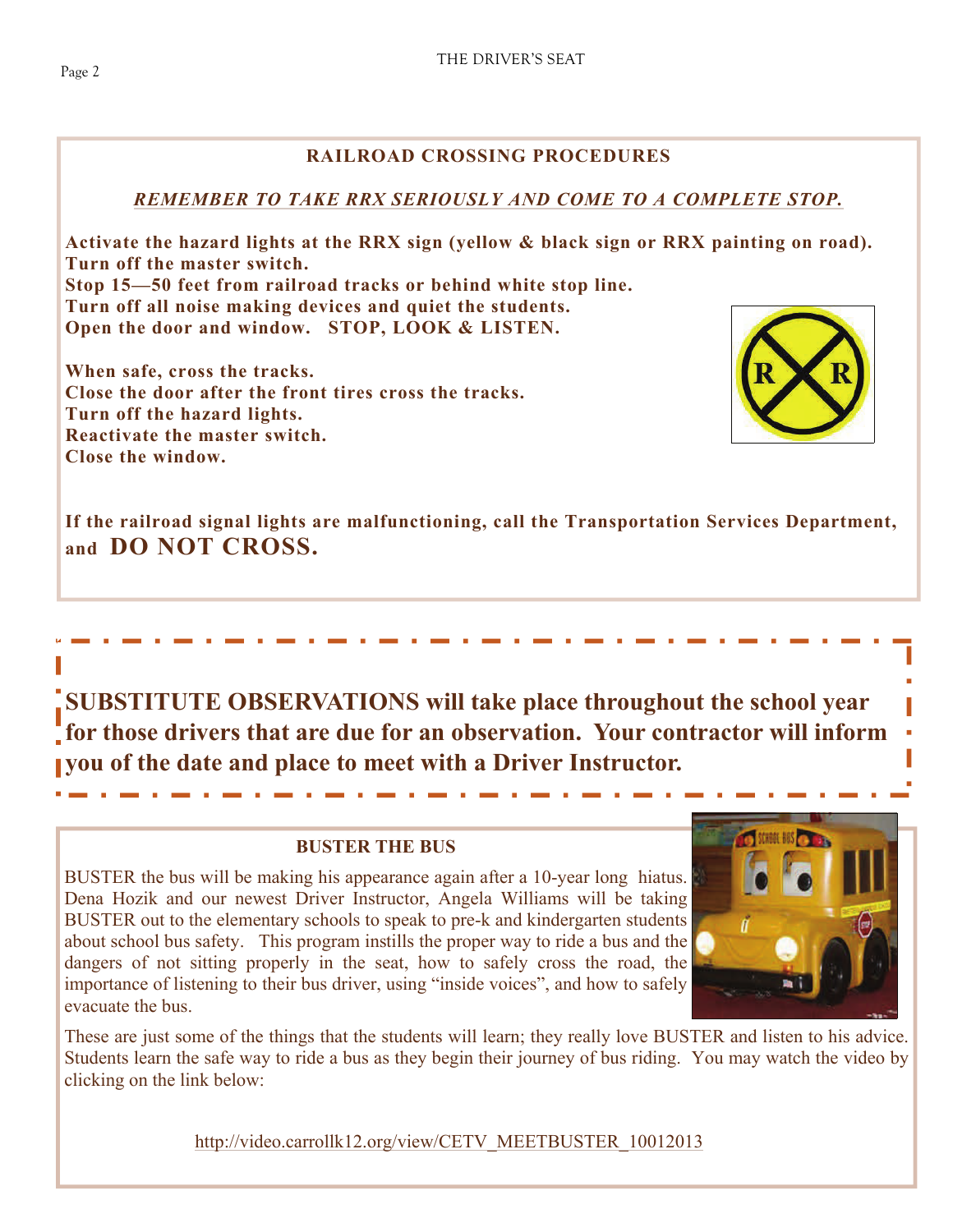## RAILROAD CROSSING PROCEDURES

***REMEMBER TO TAKE RRX SERIOUSLY AND COME TO A COMPLETE STOP.***

**Activate the hazard lights at the RRX sign (yellow & black sign or RRX painting on road).**
**Turn off the master switch.**
**Stop 15—50 feet from railroad tracks or behind white stop line.**
**Turn off all noise making devices and quiet the students.**
**Open the door and window. STOP, LOOK & LISTEN.**

**When safe, cross the tracks.**
**Close the door after the front tires cross the tracks.**
**Turn off the hazard lights.**
**Reactivate the master switch.**
**Close the window.**

**If the railroad signal lights are malfunctioning, call the Transportation Services Department, and DO NOT CROSS.**

**SUBSTITUTE OBSERVATIONS will take place throughout the school year for those drivers that are due for an observation. Your contractor will inform you of the date and place to meet with a Driver Instructor.**

## BUSTER THE BUS

BUSTER the bus will be making his appearance again after a 10-year long hiatus. Dena Hozik and our newest Driver Instructor, Angela Williams will be taking BUSTER out to the elementary schools to speak to pre-k and kindergarten students about school bus safety. This program instills the proper way to ride a bus and the dangers of not sitting properly in the seat, how to safely cross the road, the importance of listening to their bus driver, using "inside voices", and how to safely evacuate the bus.

These are just some of the things that the students will learn; they really love BUSTER and listen to his advice. Students learn the safe way to ride a bus as they begin their journey of bus riding. You may watch the video by clicking on the link below:

http://video.carrollk12.org/view/CETV_MEETBUSTER_10012013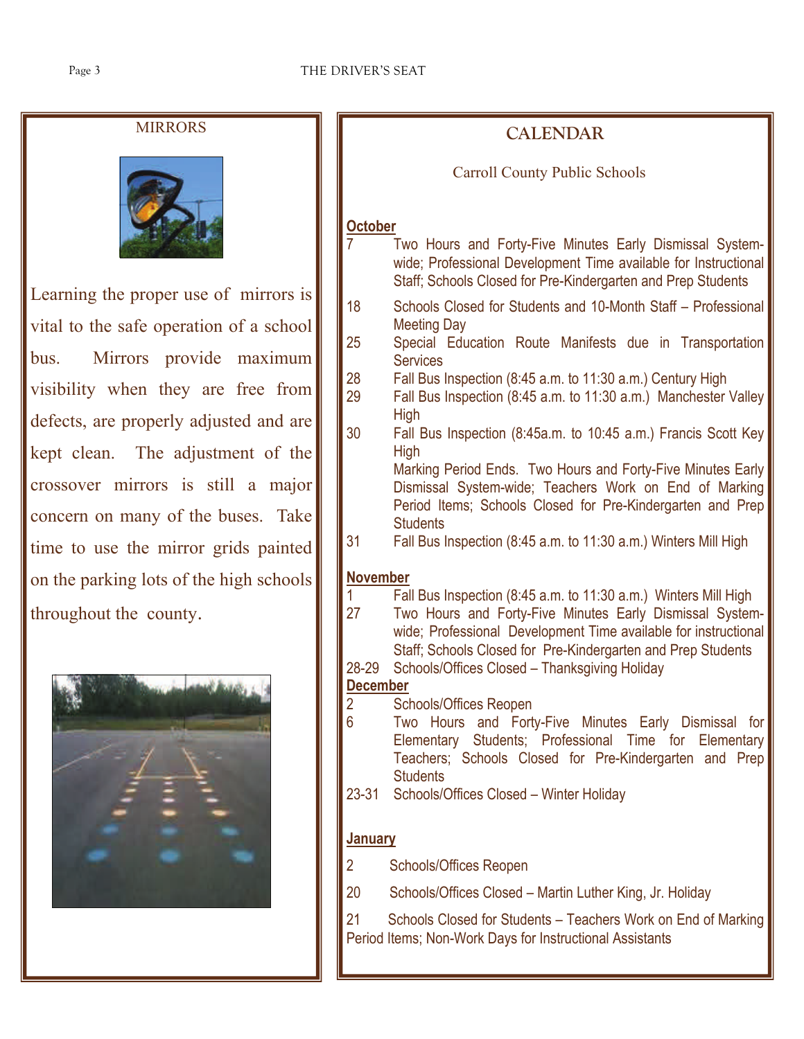## MIRRORS

Learning the proper use of mirrors is vital to the safe operation of a school bus. Mirrors provide maximum visibility when they are free from defects, are properly adjusted and are kept clean. The adjustment of the crossover mirrors is still a major concern on many of the buses. Take time to use the mirror grids painted on the parking lots of the high schools throughout the county.

## CALENDAR

Carroll County Public Schools

**October**

- 7 — Two Hours and Forty-Five Minutes Early Dismissal System-wide; Professional Development Time available for Instructional Staff; Schools Closed for Pre-Kindergarten and Prep Students
- 18 — Schools Closed for Students and 10-Month Staff – Professional Meeting Day
- 25 — Special Education Route Manifests due in Transportation Services
- 28 — Fall Bus Inspection (8:45 a.m. to 11:30 a.m.) Century High
- 29 — Fall Bus Inspection (8:45 a.m. to 11:30 a.m.) Manchester Valley High
- 30 — Fall Bus Inspection (8:45a.m. to 10:45 a.m.) Francis Scott Key High
  Marking Period Ends. Two Hours and Forty-Five Minutes Early Dismissal System-wide; Teachers Work on End of Marking Period Items; Schools Closed for Pre-Kindergarten and Prep Students
- 31 — Fall Bus Inspection (8:45 a.m. to 11:30 a.m.) Winters Mill High

**November**

- 1 — Fall Bus Inspection (8:45 a.m. to 11:30 a.m.) Winters Mill High
- 27 — Two Hours and Forty-Five Minutes Early Dismissal System-wide; Professional Development Time available for instructional Staff; Schools Closed for Pre-Kindergarten and Prep Students
- 28-29 — Schools/Offices Closed – Thanksgiving Holiday

**December**

- 2 — Schools/Offices Reopen
- 6 — Two Hours and Forty-Five Minutes Early Dismissal for Elementary Students; Professional Time for Elementary Teachers; Schools Closed for Pre-Kindergarten and Prep Students
- 23-31 — Schools/Offices Closed – Winter Holiday

**January**

- 2 — Schools/Offices Reopen
- 20 — Schools/Offices Closed – Martin Luther King, Jr. Holiday
- 21 — Schools Closed for Students – Teachers Work on End of Marking Period Items; Non-Work Days for Instructional Assistants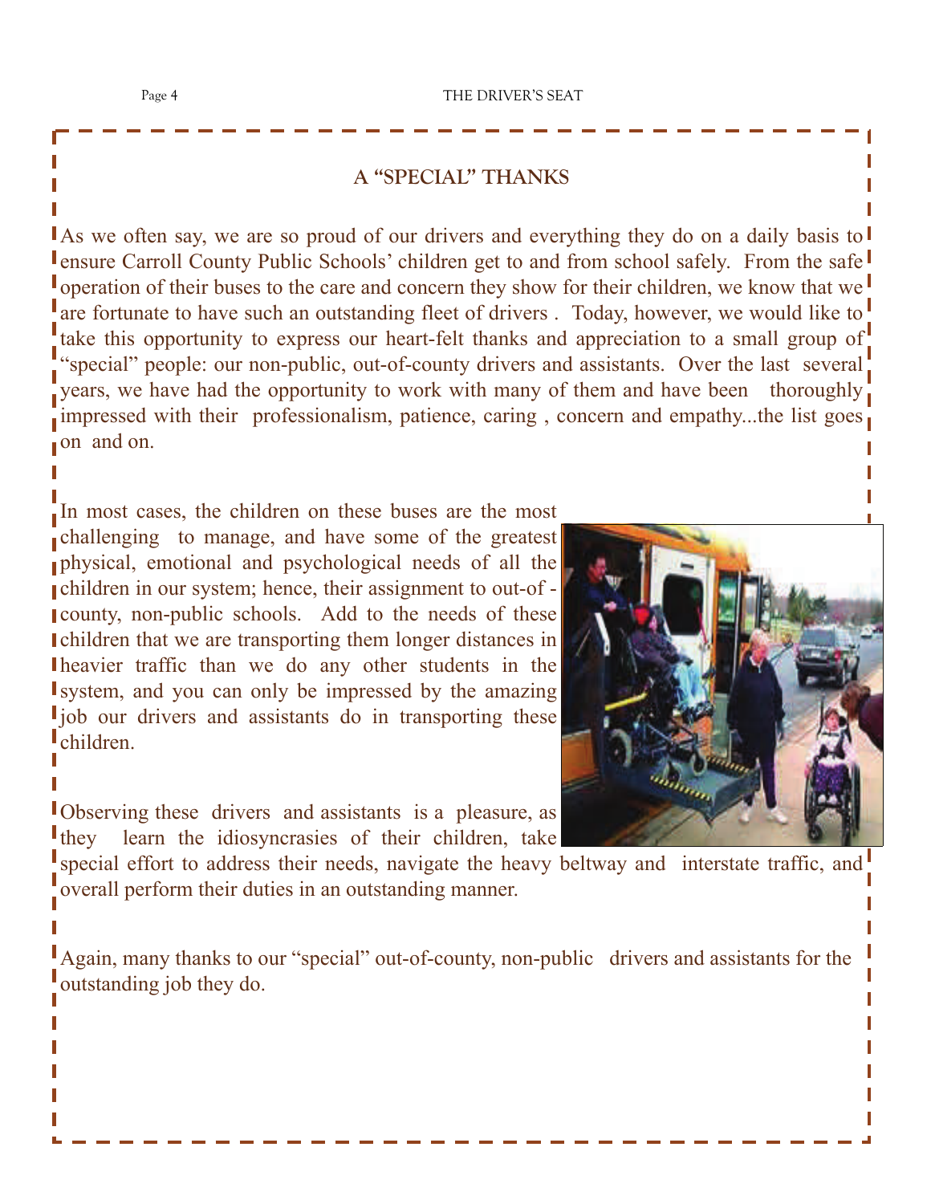## A "SPECIAL" THANKS

As we often say, we are so proud of our drivers and everything they do on a daily basis to ensure Carroll County Public Schools' children get to and from school safely. From the safe operation of their buses to the care and concern they show for their children, we know that we are fortunate to have such an outstanding fleet of drivers . Today, however, we would like to take this opportunity to express our heart-felt thanks and appreciation to a small group of "special" people: our non-public, out-of-county drivers and assistants. Over the last several years, we have had the opportunity to work with many of them and have been thoroughly impressed with their professionalism, patience, caring , concern and empathy...the list goes on and on.

In most cases, the children on these buses are the most challenging to manage, and have some of the greatest physical, emotional and psychological needs of all the children in our system; hence, their assignment to out-of - county, non-public schools. Add to the needs of these children that we are transporting them longer distances in heavier traffic than we do any other students in the system, and you can only be impressed by the amazing job our drivers and assistants do in transporting these children.

Observing these drivers and assistants is a pleasure, as they learn the idiosyncrasies of their children, take special effort to address their needs, navigate the heavy beltway and interstate traffic, and overall perform their duties in an outstanding manner.

Again, many thanks to our "special" out-of-county, non-public drivers and assistants for the outstanding job they do.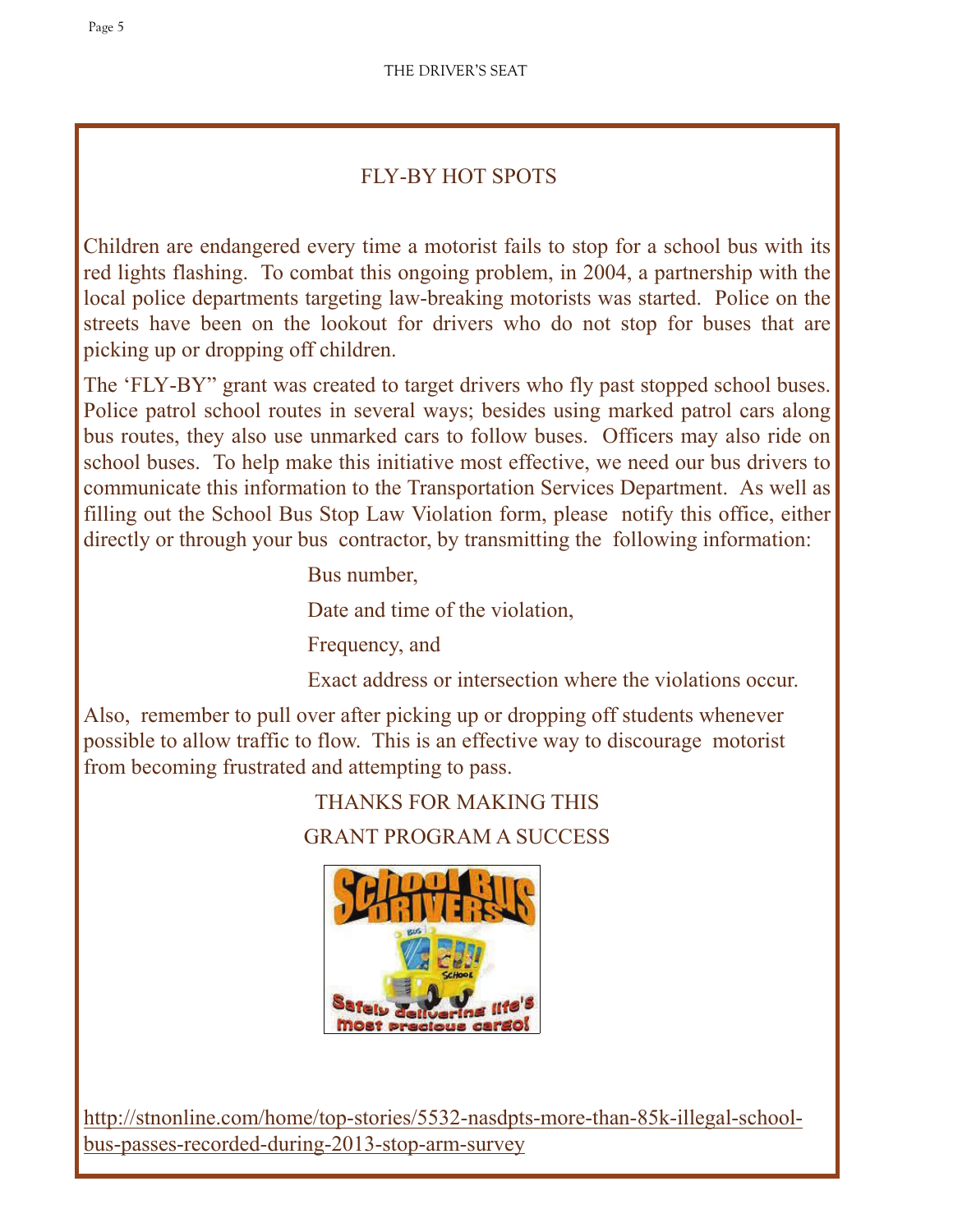## FLY-BY HOT SPOTS

Children are endangered every time a motorist fails to stop for a school bus with its red lights flashing. To combat this ongoing problem, in 2004, a partnership with the local police departments targeting law-breaking motorists was started. Police on the streets have been on the lookout for drivers who do not stop for buses that are picking up or dropping off children.

The 'FLY-BY" grant was created to target drivers who fly past stopped school buses. Police patrol school routes in several ways; besides using marked patrol cars along bus routes, they also use unmarked cars to follow buses. Officers may also ride on school buses. To help make this initiative most effective, we need our bus drivers to communicate this information to the Transportation Services Department. As well as filling out the School Bus Stop Law Violation form, please notify this office, either directly or through your bus contractor, by transmitting the following information:

Bus number,

Date and time of the violation,

Frequency, and

Exact address or intersection where the violations occur.

Also, remember to pull over after picking up or dropping off students whenever possible to allow traffic to flow. This is an effective way to discourage motorist from becoming frustrated and attempting to pass.

THANKS FOR MAKING THIS

GRANT PROGRAM A SUCCESS

http://stnonline.com/home/top-stories/5532-nasdpts-more-than-85k-illegal-school-bus-passes-recorded-during-2013-stop-arm-survey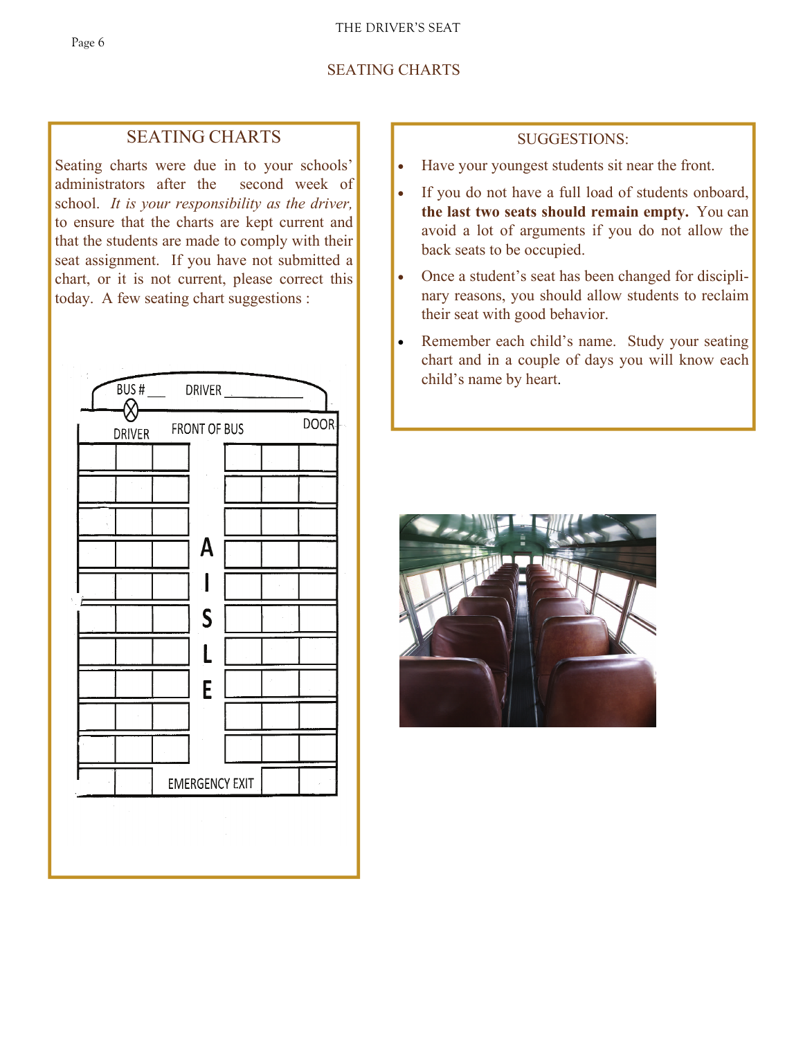# SEATING CHARTS

## SEATING CHARTS

Seating charts were due in to your schools' administrators after the second week of school. *It is your responsibility as the driver,* to ensure that the charts are kept current and that the students are made to comply with their seat assignment. If you have not submitted a chart, or it is not current, please correct this today. A few seating chart suggestions :

BUS # ___ DRIVER ___________

DRIVER FRONT OF BUS DOOR

AISLE

EMERGENCY EXIT

## SUGGESTIONS:

- Have your youngest students sit near the front.
- If you do not have a full load of students onboard, **the last two seats should remain empty.** You can avoid a lot of arguments if you do not allow the back seats to be occupied.
- Once a student's seat has been changed for disciplinary reasons, you should allow students to reclaim their seat with good behavior.
- Remember each child's name. Study your seating chart and in a couple of days you will know each child's name by heart.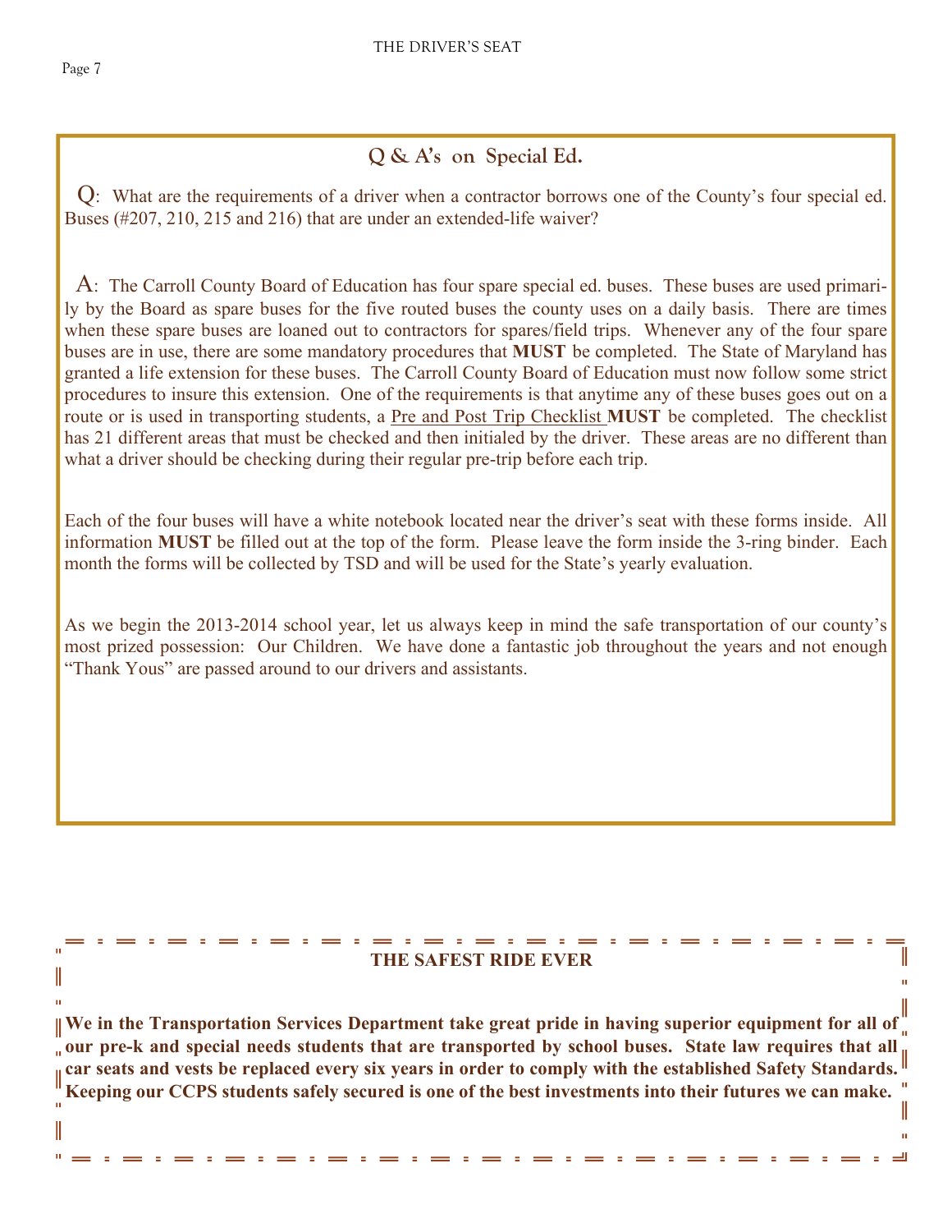## Q & A's on Special Ed.

Q: What are the requirements of a driver when a contractor borrows one of the County's four special ed. Buses (#207, 210, 215 and 216) that are under an extended-life waiver?

A: The Carroll County Board of Education has four spare special ed. buses. These buses are used primarily by the Board as spare buses for the five routed buses the county uses on a daily basis. There are times when these spare buses are loaned out to contractors for spares/field trips. Whenever any of the four spare buses are in use, there are some mandatory procedures that **MUST** be completed. The State of Maryland has granted a life extension for these buses. The Carroll County Board of Education must now follow some strict procedures to insure this extension. One of the requirements is that anytime any of these buses goes out on a route or is used in transporting students, a Pre and Post Trip Checklist **MUST** be completed. The checklist has 21 different areas that must be checked and then initialed by the driver. These areas are no different than what a driver should be checking during their regular pre-trip before each trip.

Each of the four buses will have a white notebook located near the driver's seat with these forms inside. All information **MUST** be filled out at the top of the form. Please leave the form inside the 3-ring binder. Each month the forms will be collected by TSD and will be used for the State's yearly evaluation.

As we begin the 2013-2014 school year, let us always keep in mind the safe transportation of our county's most prized possession: Our Children. We have done a fantastic job throughout the years and not enough "Thank Yous" are passed around to our drivers and assistants.

**THE SAFEST RIDE EVER**

**We in the Transportation Services Department take great pride in having superior equipment for all of our pre-k and special needs students that are transported by school buses. State law requires that all car seats and vests be replaced every six years in order to comply with the established Safety Standards. Keeping our CCPS students safely secured is one of the best investments into their futures we can make.**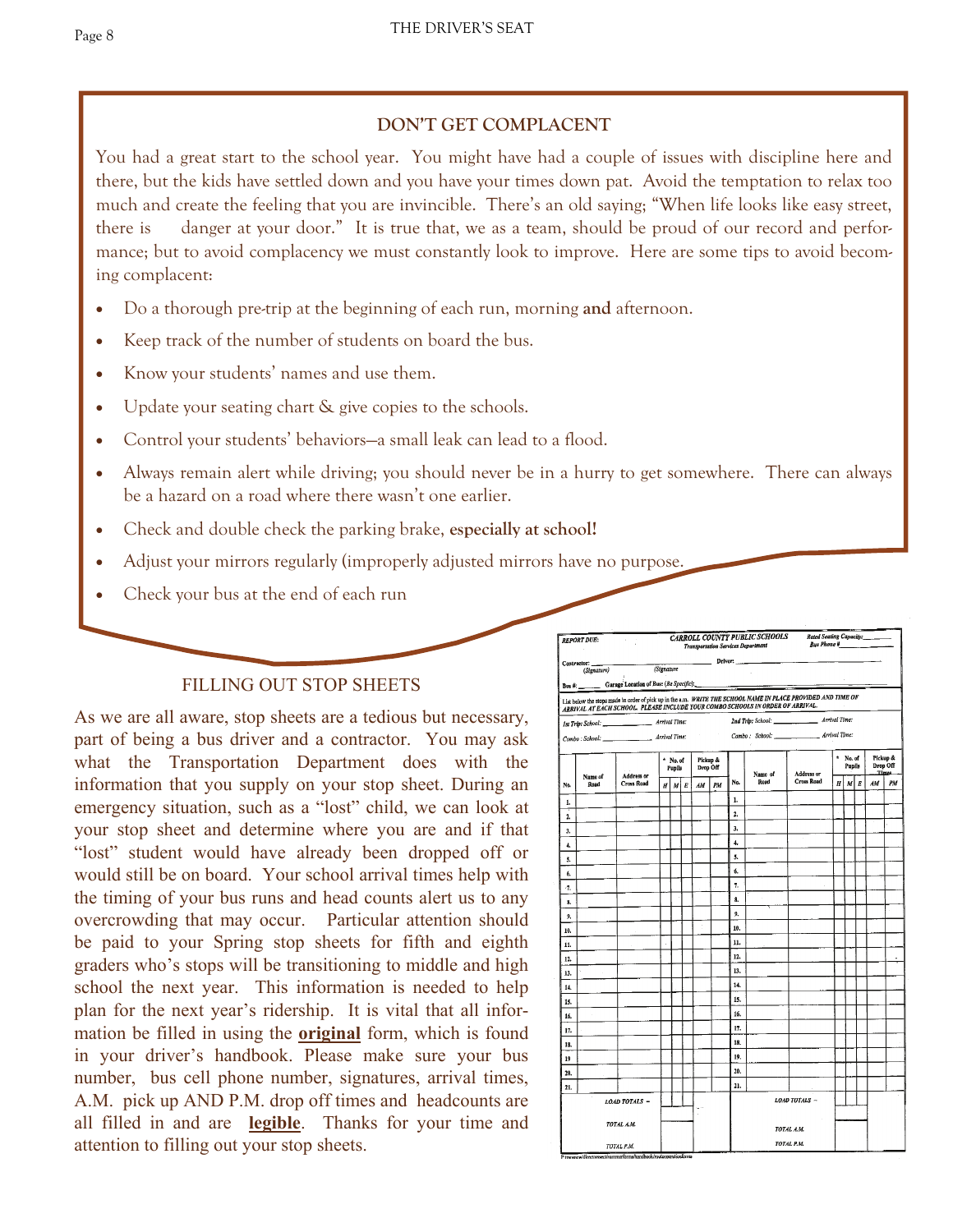## DON'T GET COMPLACENT

You had a great start to the school year. You might have had a couple of issues with discipline here and there, but the kids have settled down and you have your times down pat. Avoid the temptation to relax too much and create the feeling that you are invincible. There's an old saying; "When life looks like easy street, there is danger at your door." It is true that, we as a team, should be proud of our record and performance; but to avoid complacency we must constantly look to improve. Here are some tips to avoid becoming complacent:

- Do a thorough pre-trip at the beginning of each run, morning **and** afternoon.
- Keep track of the number of students on board the bus.
- Know your students' names and use them.
- Update your seating chart & give copies to the schools.
- Control your students' behaviors—a small leak can lead to a flood.
- Always remain alert while driving; you should never be in a hurry to get somewhere. There can always be a hazard on a road where there wasn't one earlier.
- Check and double check the parking brake, **especially at school!**
- Adjust your mirrors regularly (improperly adjusted mirrors have no purpose.
- Check your bus at the end of each run

## FILLING OUT STOP SHEETS

As we are all aware, stop sheets are a tedious but necessary, part of being a bus driver and a contractor. You may ask what the Transportation Department does with the information that you supply on your stop sheet. During an emergency situation, such as a "lost" child, we can look at your stop sheet and determine where you are and if that "lost" student would have already been dropped off or would still be on board. Your school arrival times help with the timing of your bus runs and head counts alert us to any overcrowding that may occur. Particular attention should be paid to your Spring stop sheets for fifth and eighth graders who's stops will be transitioning to middle and high school the next year. This information is needed to help plan for the next year's ridership. It is vital that all information be filled in using the **original** form, which is found in your driver's handbook. Please make sure your bus number, bus cell phone number, signatures, arrival times, A.M. pick up AND P.M. drop off times and headcounts are all filled in and are **legible**. Thanks for your time and attention to filling out your stop sheets.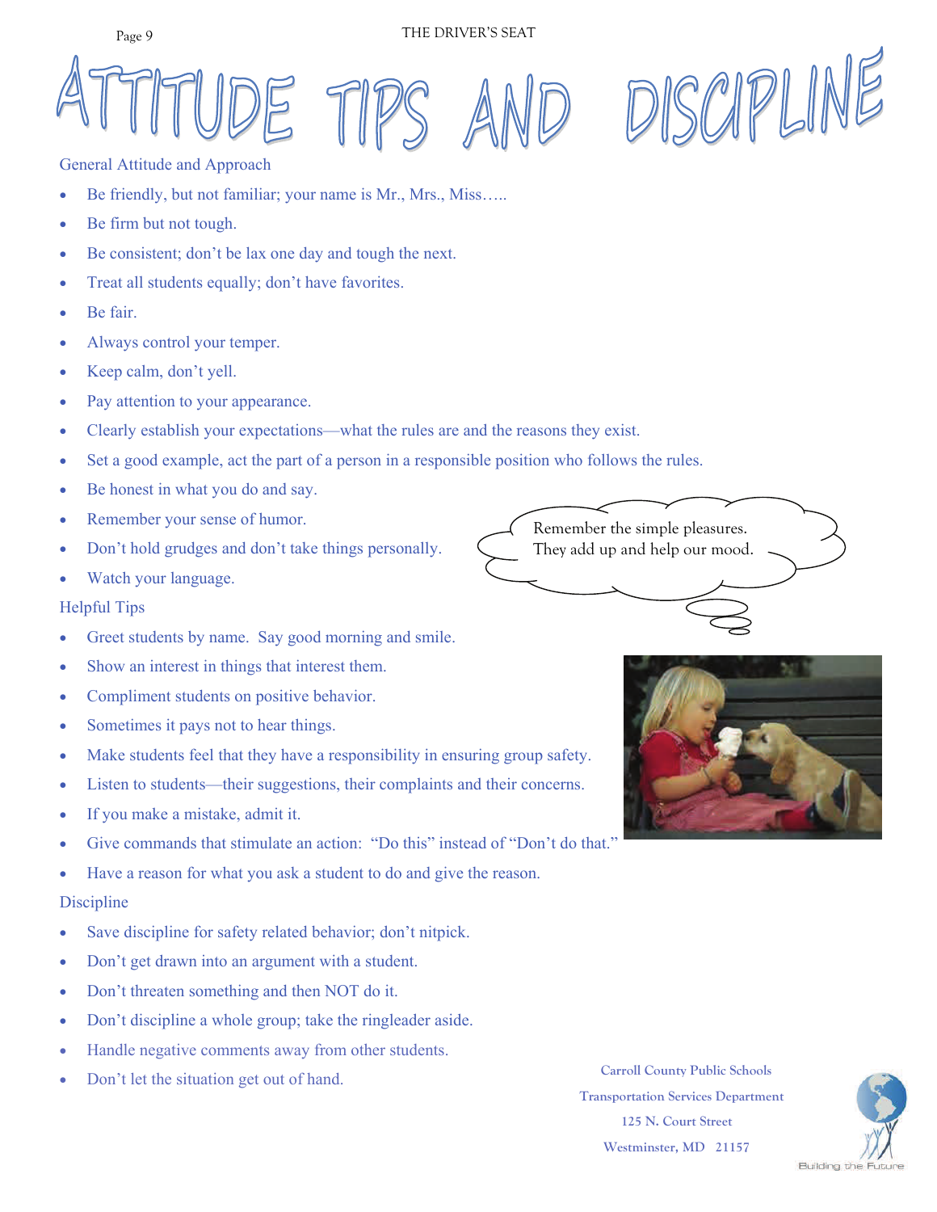# ATTITUDE TIPS AND DISCIPLINE

General Attitude and Approach

- Be friendly, but not familiar; your name is Mr., Mrs., Miss…..
- Be firm but not tough.
- Be consistent; don't be lax one day and tough the next.
- Treat all students equally; don't have favorites.
- Be fair.
- Always control your temper.
- Keep calm, don't yell.
- Pay attention to your appearance.
- Clearly establish your expectations—what the rules are and the reasons they exist.
- Set a good example, act the part of a person in a responsible position who follows the rules.
- Be honest in what you do and say.
- Remember your sense of humor.
- Don't hold grudges and don't take things personally.
- Watch your language.

Remember the simple pleasures. They add up and help our mood.

Helpful Tips

- Greet students by name. Say good morning and smile.
- Show an interest in things that interest them.
- Compliment students on positive behavior.
- Sometimes it pays not to hear things.
- Make students feel that they have a responsibility in ensuring group safety.
- Listen to students—their suggestions, their complaints and their concerns.
- If you make a mistake, admit it.
- Give commands that stimulate an action: "Do this" instead of "Don't do that."
- Have a reason for what you ask a student to do and give the reason.

Discipline

- Save discipline for safety related behavior; don't nitpick.
- Don't get drawn into an argument with a student.
- Don't threaten something and then NOT do it.
- Don't discipline a whole group; take the ringleader aside.
- Handle negative comments away from other students.
- Don't let the situation get out of hand.

Carroll County Public Schools
Transportation Services Department
125 N. Court Street
Westminster, MD 21157

Building the Future